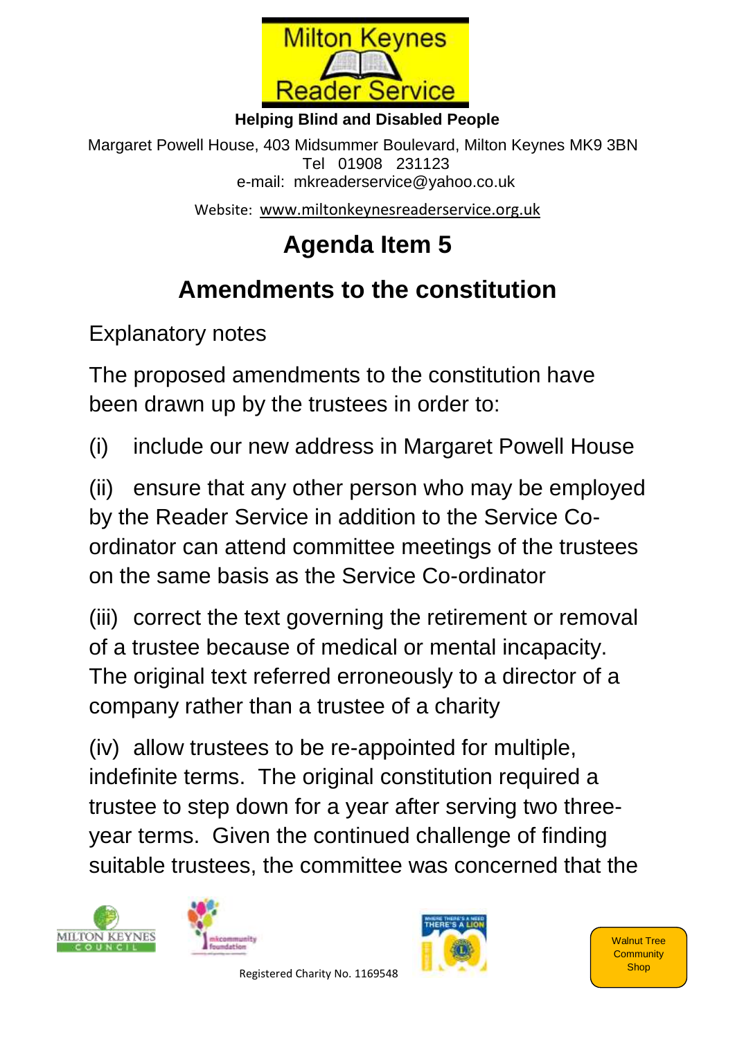Milton Keynes Reader Service

**Helping Blind and Disabled People**

Margaret Powell House, 403 Midsummer Boulevard, Milton Keynes MK9 3BN
Tel 01908 231123
e-mail: mkreaderservice@yahoo.co.uk

Website: www.miltonkeynesreaderservice.org.uk

# Agenda Item 5

## Amendments to the constitution

Explanatory notes

The proposed amendments to the constitution have been drawn up by the trustees in order to:

(i) include our new address in Margaret Powell House

(ii) ensure that any other person who may be employed by the Reader Service in addition to the Service Co-ordinator can attend committee meetings of the trustees on the same basis as the Service Co-ordinator

(iii) correct the text governing the retirement or removal of a trustee because of medical or mental incapacity. The original text referred erroneously to a director of a company rather than a trustee of a charity

(iv) allow trustees to be re-appointed for multiple, indefinite terms. The original constitution required a trustee to step down for a year after serving two three-year terms. Given the continued challenge of finding suitable trustees, the committee was concerned that the

Registered Charity No. 1169548

Walnut Tree Community Shop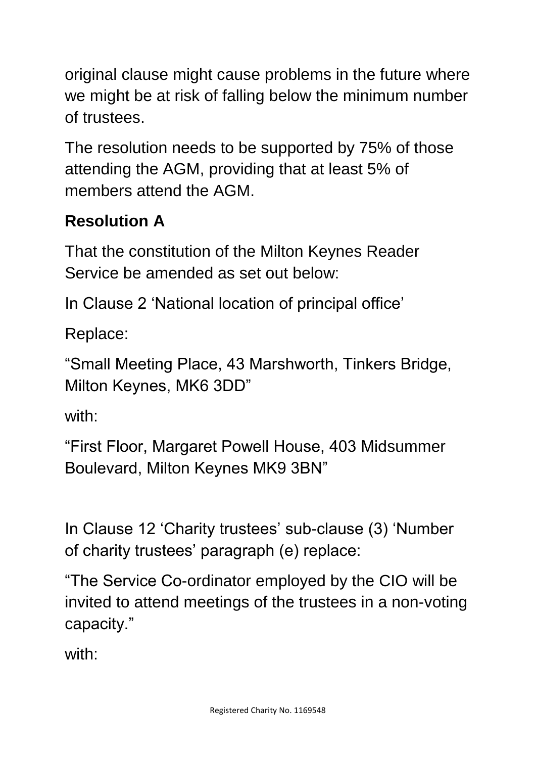original clause might cause problems in the future where we might be at risk of falling below the minimum number of trustees.

The resolution needs to be supported by 75% of those attending the AGM, providing that at least 5% of members attend the AGM.

**Resolution A**

That the constitution of the Milton Keynes Reader Service be amended as set out below:

In Clause 2 ‘National location of principal office’

Replace:

“Small Meeting Place, 43 Marshworth, Tinkers Bridge, Milton Keynes, MK6 3DD”

with:

“First Floor, Margaret Powell House, 403 Midsummer Boulevard, Milton Keynes MK9 3BN”

In Clause 12 ‘Charity trustees’ sub-clause (3) ‘Number of charity trustees’ paragraph (e) replace:

“The Service Co-ordinator employed by the CIO will be invited to attend meetings of the trustees in a non-voting capacity.”

with: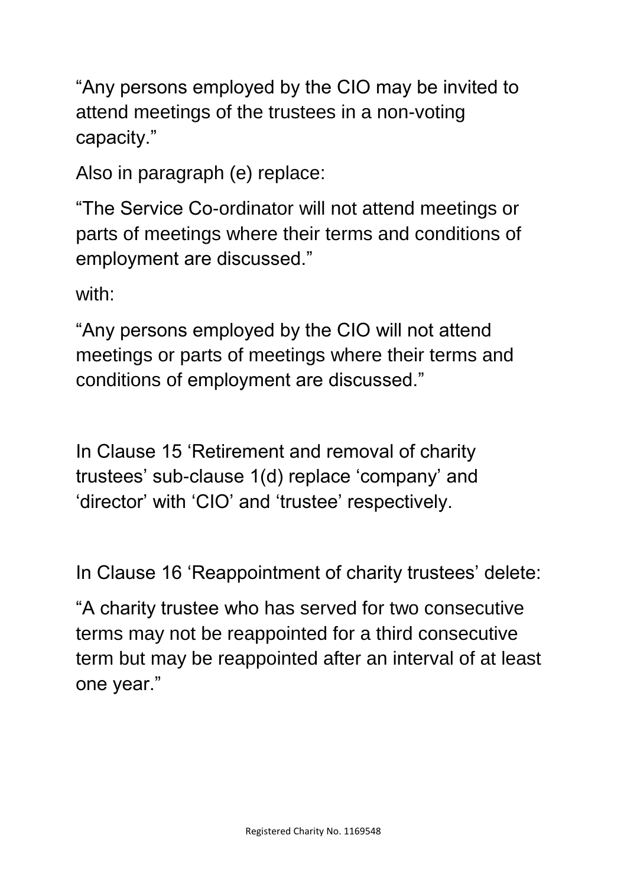"Any persons employed by the CIO may be invited to attend meetings of the trustees in a non-voting capacity."

Also in paragraph (e) replace:

"The Service Co-ordinator will not attend meetings or parts of meetings where their terms and conditions of employment are discussed."

with:

"Any persons employed by the CIO will not attend meetings or parts of meetings where their terms and conditions of employment are discussed."

In Clause 15 'Retirement and removal of charity trustees' sub-clause 1(d) replace 'company' and 'director' with 'CIO' and 'trustee' respectively.

In Clause 16 'Reappointment of charity trustees' delete:

"A charity trustee who has served for two consecutive terms may not be reappointed for a third consecutive term but may be reappointed after an interval of at least one year."